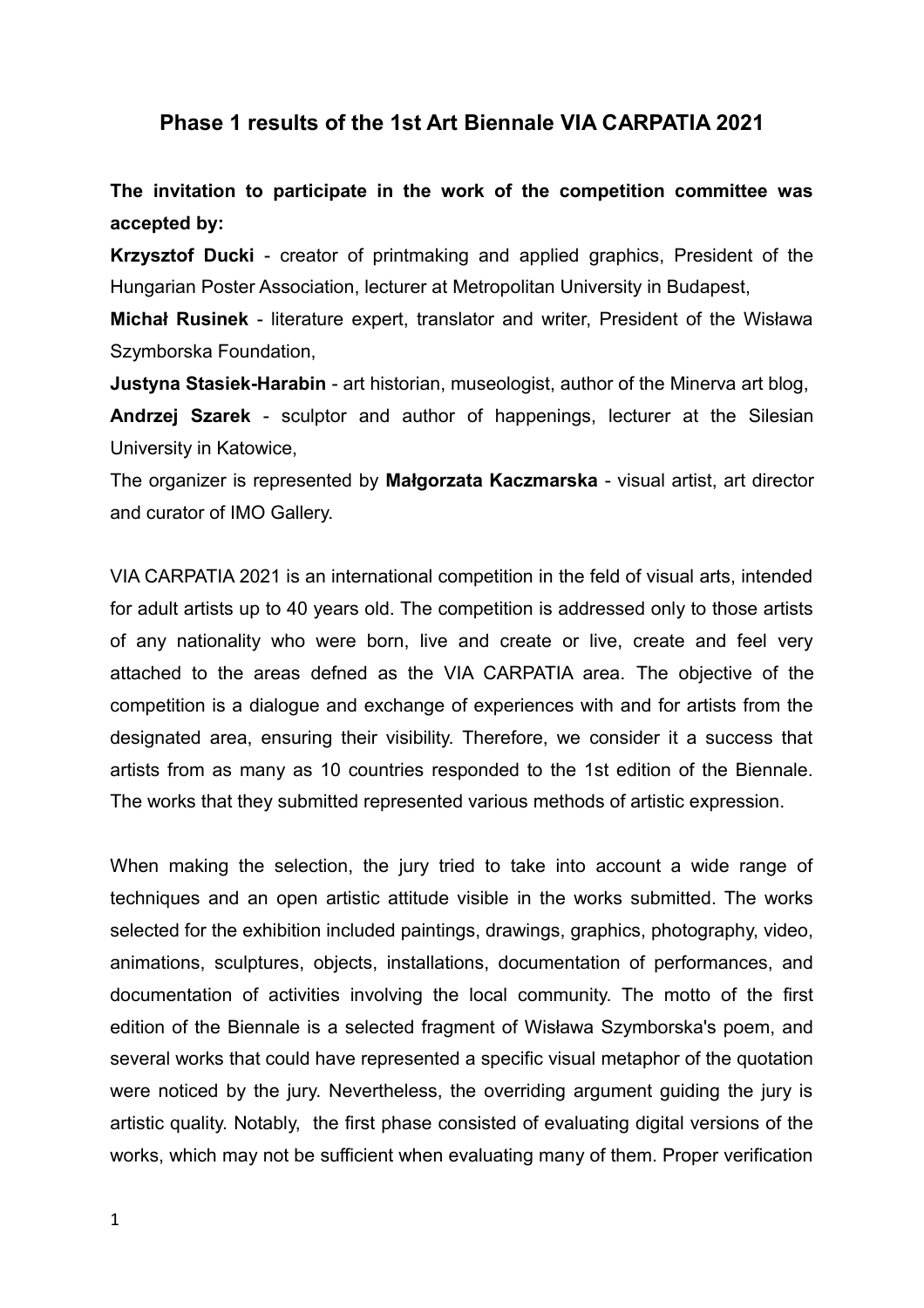# Phase 1 results of the 1st Art Biennale VIA CARPATIA 2021

**The invitation to participate in the work of the competition committee was accepted by:**

**Krzysztof Ducki** - creator of printmaking and applied graphics, President of the Hungarian Poster Association, lecturer at Metropolitan University in Budapest,

**Michał Rusinek** - literature expert, translator and writer, President of the Wisława Szymborska Foundation,

**Justyna Stasiek-Harabin** - art historian, museologist, author of the Minerva art blog,

**Andrzej Szarek** - sculptor and author of happenings, lecturer at the Silesian University in Katowice,

The organizer is represented by **Małgorzata Kaczmarska** - visual artist, art director and curator of IMO Gallery.

VIA CARPATIA 2021 is an international competition in the feld of visual arts, intended for adult artists up to 40 years old. The competition is addressed only to those artists of any nationality who were born, live and create or live, create and feel very attached to the areas defned as the VIA CARPATIA area. The objective of the competition is a dialogue and exchange of experiences with and for artists from the designated area, ensuring their visibility. Therefore, we consider it a success that artists from as many as 10 countries responded to the 1st edition of the Biennale. The works that they submitted represented various methods of artistic expression.

When making the selection, the jury tried to take into account a wide range of techniques and an open artistic attitude visible in the works submitted. The works selected for the exhibition included paintings, drawings, graphics, photography, video, animations, sculptures, objects, installations, documentation of performances, and documentation of activities involving the local community. The motto of the first edition of the Biennale is a selected fragment of Wisława Szymborska's poem, and several works that could have represented a specific visual metaphor of the quotation were noticed by the jury. Nevertheless, the overriding argument guiding the jury is artistic quality. Notably, the first phase consisted of evaluating digital versions of the works, which may not be sufficient when evaluating many of them. Proper verification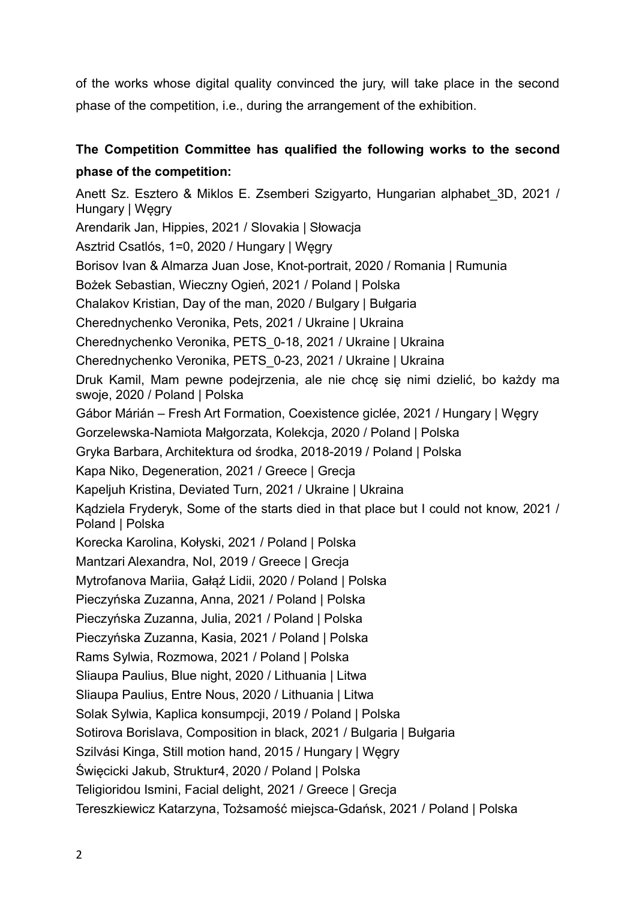of the works whose digital quality convinced the jury, will take place in the second phase of the competition, i.e., during the arrangement of the exhibition.

**The Competition Committee has qualified the following works to the second phase of the competition:**

Anett Sz. Esztero & Miklos E. Zsemberi Szigyarto, Hungarian alphabet_3D, 2021 / Hungary | Węgry
Arendarik Jan, Hippies, 2021 / Slovakia | Słowacja
Asztrid Csatlós, 1=0, 2020 / Hungary | Węgry
Borisov Ivan & Almarza Juan Jose, Knot-portrait, 2020 / Romania | Rumunia
Bożek Sebastian, Wieczny Ogień, 2021 / Poland | Polska
Chalakov Kristian, Day of the man, 2020 / Bulgary | Bułgaria
Cherednychenko Veronika, Pets, 2021 / Ukraine | Ukraina
Cherednychenko Veronika, PETS_0-18, 2021 / Ukraine | Ukraina
Cherednychenko Veronika, PETS_0-23, 2021 / Ukraine | Ukraina
Druk Kamil, Mam pewne podejrzenia, ale nie chcę się nimi dzielić, bo każdy ma swoje, 2020 / Poland | Polska
Gábor Márián – Fresh Art Formation, Coexistence giclée, 2021 / Hungary | Węgry
Gorzelewska-Namiota Małgorzata, Kolekcja, 2020 / Poland | Polska
Gryka Barbara, Architektura od środka, 2018-2019 / Poland | Polska
Kapa Niko, Degeneration, 2021 / Greece | Grecja
Kapeljuh Kristina, Deviated Turn, 2021 / Ukraine | Ukraina
Kądziela Fryderyk, Some of the starts died in that place but I could not know, 2021 / Poland | Polska
Korecka Karolina, Kołyski, 2021 / Poland | Polska
Mantzari Alexandra, NoI, 2019 / Greece | Grecja
Mytrofanova Mariia, Gałąź Lidii, 2020 / Poland | Polska
Pieczyńska Zuzanna, Anna, 2021 / Poland | Polska
Pieczyńska Zuzanna, Julia, 2021 / Poland | Polska
Pieczyńska Zuzanna, Kasia, 2021 / Poland | Polska
Rams Sylwia, Rozmowa, 2021 / Poland | Polska
Sliaupa Paulius, Blue night, 2020 / Lithuania | Litwa
Sliaupa Paulius, Entre Nous, 2020 / Lithuania | Litwa
Solak Sylwia, Kaplica konsumpcji, 2019 / Poland | Polska
Sotirova Borislava, Composition in black, 2021 / Bulgaria | Bułgaria
Szilvási Kinga, Still motion hand, 2015 / Hungary | Węgry
Święcicki Jakub, Struktur4, 2020 / Poland | Polska
Teligioridou Ismini, Facial delight, 2021 / Greece | Grecja
Tereszkiewicz Katarzyna, Tożsamość miejsca-Gdańsk, 2021 / Poland | Polska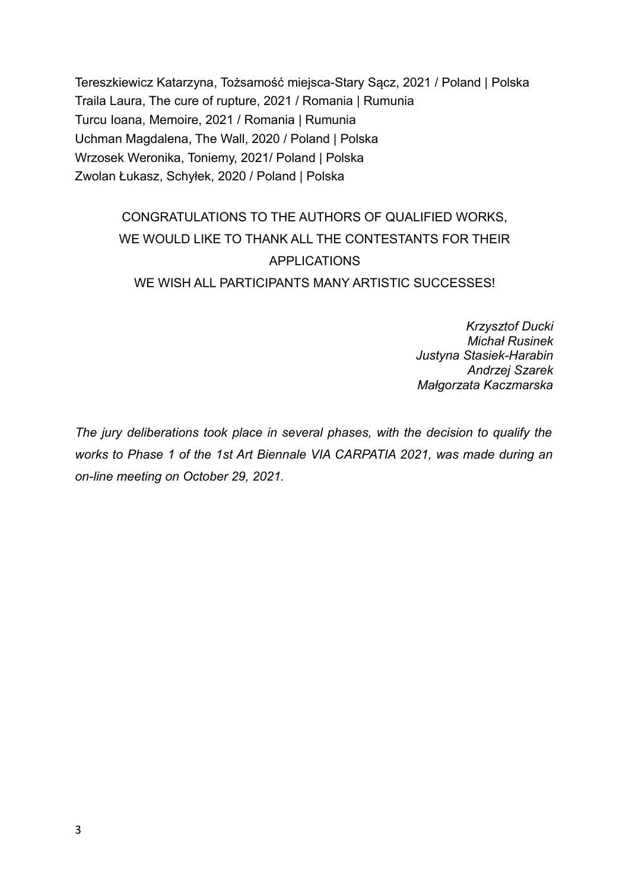Tereszkiewicz Katarzyna, Tożsamość miejsca-Stary Sącz, 2021 / Poland | Polska
Traila Laura, The cure of rupture, 2021 / Romania | Rumunia
Turcu Ioana, Memoire, 2021 / Romania | Rumunia
Uchman Magdalena, The Wall, 2020 / Poland | Polska
Wrzosek Weronika, Toniemy, 2021/ Poland | Polska
Zwolan Łukasz, Schyłek, 2020 / Poland | Polska

CONGRATULATIONS TO THE AUTHORS OF QUALIFIED WORKS,
WE WOULD LIKE TO THANK ALL THE CONTESTANTS FOR THEIR APPLICATIONS
WE WISH ALL PARTICIPANTS MANY ARTISTIC SUCCESSES!

*Krzysztof Ducki*
*Michał Rusinek*
*Justyna Stasiek-Harabin*
*Andrzej Szarek*
*Małgorzata Kaczmarska*

*The jury deliberations took place in several phases, with the decision to qualify the works to Phase 1 of the 1st Art Biennale VIA CARPATIA 2021, was made during an on-line meeting on October 29, 2021.*